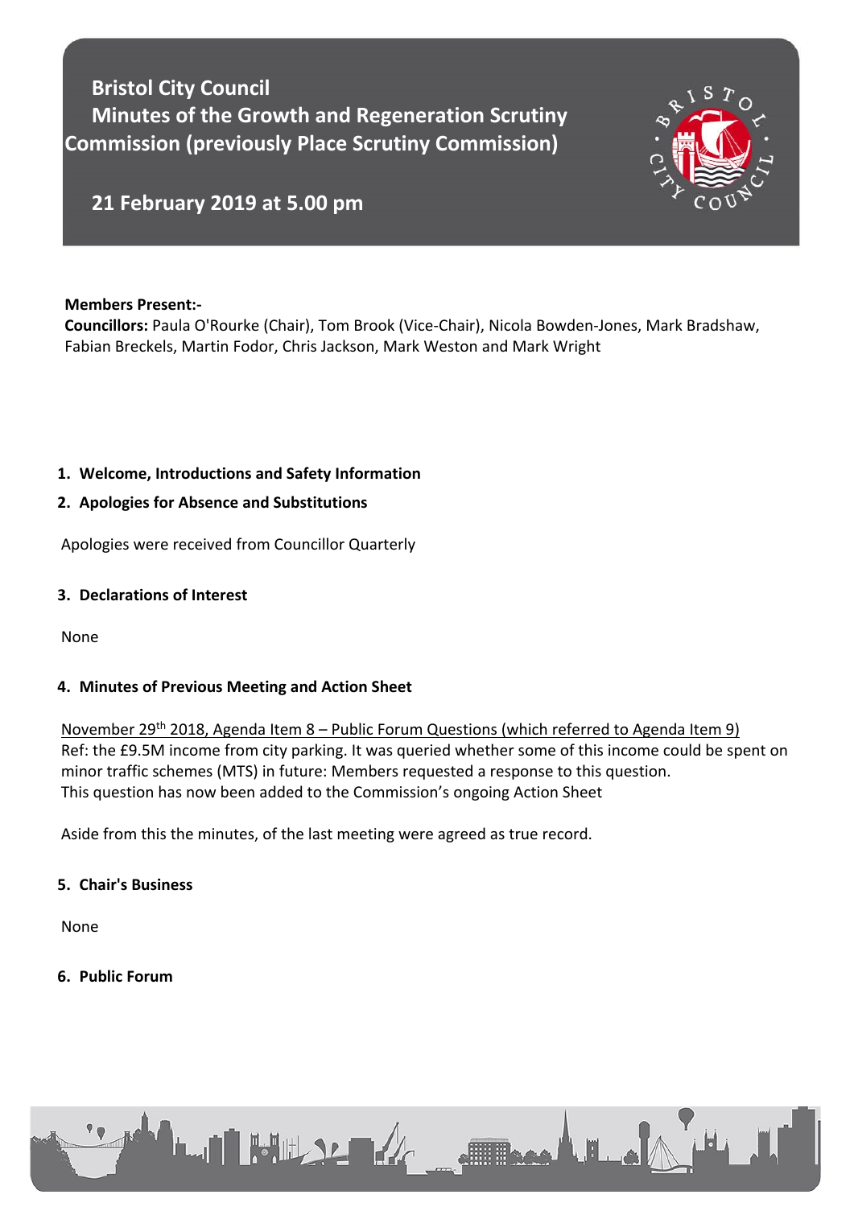# Bristol City Council
# Minutes of the Growth and Regeneration Scrutiny Commission (previously Place Scrutiny Commission)

## 21 February 2019 at 5.00 pm

**Members Present:-**
**Councillors:** Paula O'Rourke (Chair), Tom Brook (Vice-Chair), Nicola Bowden-Jones, Mark Bradshaw, Fabian Breckels, Martin Fodor, Chris Jackson, Mark Weston and Mark Wright

### 1. Welcome, Introductions and Safety Information

### 2. Apologies for Absence and Substitutions

Apologies were received from Councillor Quarterly

### 3. Declarations of Interest

None

### 4. Minutes of Previous Meeting and Action Sheet

November 29th 2018, Agenda Item 8 – Public Forum Questions (which referred to Agenda Item 9)
Ref: the £9.5M income from city parking. It was queried whether some of this income could be spent on minor traffic schemes (MTS) in future: Members requested a response to this question.
This question has now been added to the Commission's ongoing Action Sheet

Aside from this the minutes, of the last meeting were agreed as true record.

### 5. Chair's Business

None

### 6. Public Forum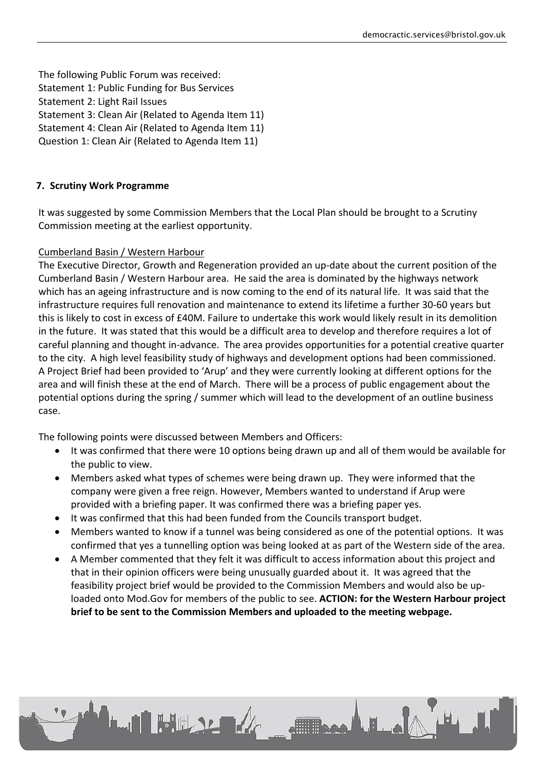The following Public Forum was received:
Statement 1: Public Funding for Bus Services
Statement 2: Light Rail Issues
Statement 3: Clean Air (Related to Agenda Item 11)
Statement 4: Clean Air (Related to Agenda Item 11)
Question 1: Clean Air (Related to Agenda Item 11)

## 7. Scrutiny Work Programme

It was suggested by some Commission Members that the Local Plan should be brought to a Scrutiny Commission meeting at the earliest opportunity.

Cumberland Basin / Western Harbour

The Executive Director, Growth and Regeneration provided an up-date about the current position of the Cumberland Basin / Western Harbour area. He said the area is dominated by the highways network which has an ageing infrastructure and is now coming to the end of its natural life. It was said that the infrastructure requires full renovation and maintenance to extend its lifetime a further 30-60 years but this is likely to cost in excess of £40M. Failure to undertake this work would likely result in its demolition in the future. It was stated that this would be a difficult area to develop and therefore requires a lot of careful planning and thought in-advance. The area provides opportunities for a potential creative quarter to the city. A high level feasibility study of highways and development options had been commissioned. A Project Brief had been provided to 'Arup' and they were currently looking at different options for the area and will finish these at the end of March. There will be a process of public engagement about the potential options during the spring / summer which will lead to the development of an outline business case.

The following points were discussed between Members and Officers:

- It was confirmed that there were 10 options being drawn up and all of them would be available for the public to view.
- Members asked what types of schemes were being drawn up. They were informed that the company were given a free reign. However, Members wanted to understand if Arup were provided with a briefing paper. It was confirmed there was a briefing paper yes.
- It was confirmed that this had been funded from the Councils transport budget.
- Members wanted to know if a tunnel was being considered as one of the potential options. It was confirmed that yes a tunnelling option was being looked at as part of the Western side of the area.
- A Member commented that they felt it was difficult to access information about this project and that in their opinion officers were being unusually guarded about it. It was agreed that the feasibility project brief would be provided to the Commission Members and would also be up-loaded onto Mod.Gov for members of the public to see. **ACTION: for the Western Harbour project brief to be sent to the Commission Members and uploaded to the meeting webpage.**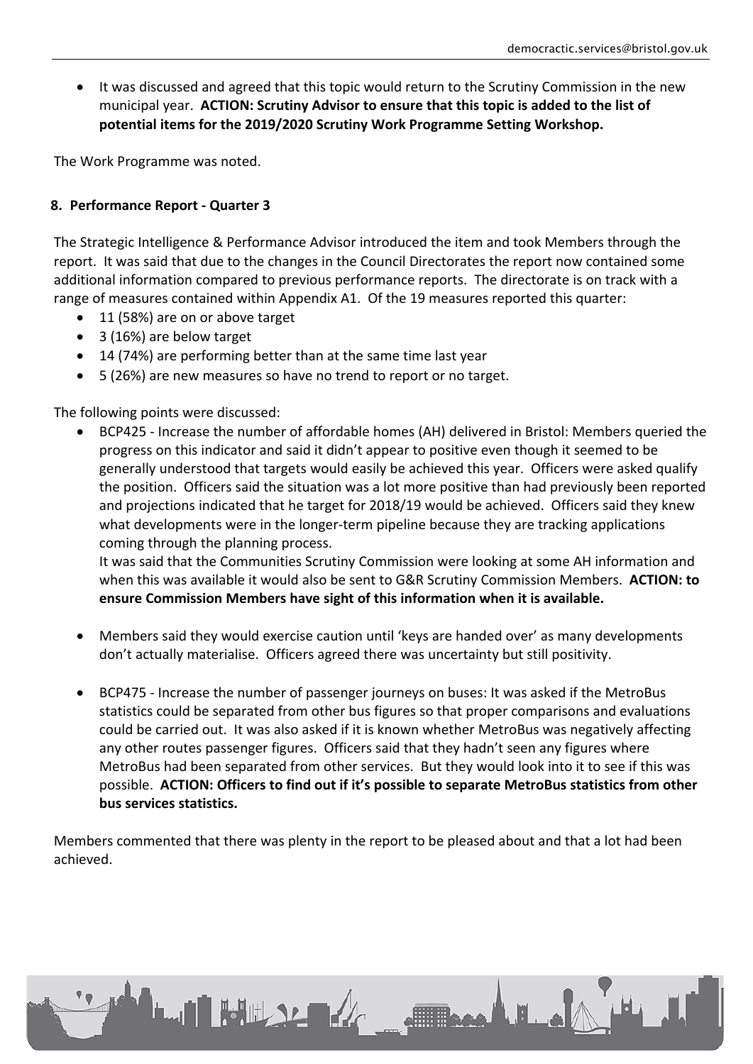- It was discussed and agreed that this topic would return to the Scrutiny Commission in the new municipal year. **ACTION: Scrutiny Advisor to ensure that this topic is added to the list of potential items for the 2019/2020 Scrutiny Work Programme Setting Workshop.**

The Work Programme was noted.

## 8. Performance Report - Quarter 3

The Strategic Intelligence & Performance Advisor introduced the item and took Members through the report. It was said that due to the changes in the Council Directorates the report now contained some additional information compared to previous performance reports. The directorate is on track with a range of measures contained within Appendix A1. Of the 19 measures reported this quarter:

- 11 (58%) are on or above target
- 3 (16%) are below target
- 14 (74%) are performing better than at the same time last year
- 5 (26%) are new measures so have no trend to report or no target.

The following points were discussed:

- BCP425 - Increase the number of affordable homes (AH) delivered in Bristol: Members queried the progress on this indicator and said it didn't appear to positive even though it seemed to be generally understood that targets would easily be achieved this year. Officers were asked qualify the position. Officers said the situation was a lot more positive than had previously been reported and projections indicated that he target for 2018/19 would be achieved. Officers said they knew what developments were in the longer-term pipeline because they are tracking applications coming through the planning process.
  It was said that the Communities Scrutiny Commission were looking at some AH information and when this was available it would also be sent to G&R Scrutiny Commission Members. **ACTION: to ensure Commission Members have sight of this information when it is available.**

- Members said they would exercise caution until 'keys are handed over' as many developments don't actually materialise. Officers agreed there was uncertainty but still positivity.

- BCP475 - Increase the number of passenger journeys on buses: It was asked if the MetroBus statistics could be separated from other bus figures so that proper comparisons and evaluations could be carried out. It was also asked if it is known whether MetroBus was negatively affecting any other routes passenger figures. Officers said that they hadn't seen any figures where MetroBus had been separated from other services. But they would look into it to see if this was possible. **ACTION: Officers to find out if it's possible to separate MetroBus statistics from other bus services statistics.**

Members commented that there was plenty in the report to be pleased about and that a lot had been achieved.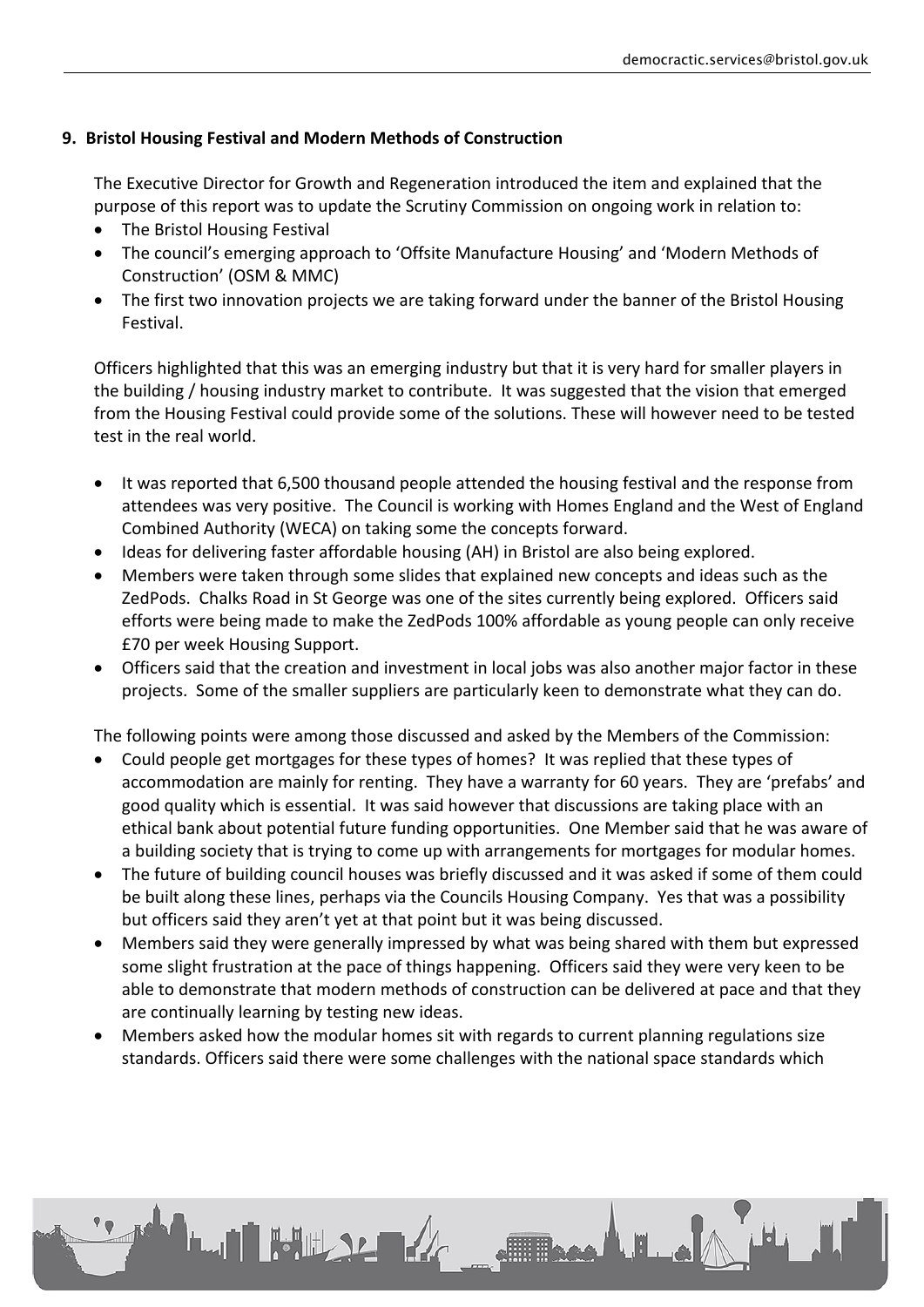### 9. Bristol Housing Festival and Modern Methods of Construction

The Executive Director for Growth and Regeneration introduced the item and explained that the purpose of this report was to update the Scrutiny Commission on ongoing work in relation to:

- The Bristol Housing Festival
- The council's emerging approach to 'Offsite Manufacture Housing' and 'Modern Methods of Construction' (OSM & MMC)
- The first two innovation projects we are taking forward under the banner of the Bristol Housing Festival.

Officers highlighted that this was an emerging industry but that it is very hard for smaller players in the building / housing industry market to contribute. It was suggested that the vision that emerged from the Housing Festival could provide some of the solutions. These will however need to be tested test in the real world.

- It was reported that 6,500 thousand people attended the housing festival and the response from attendees was very positive. The Council is working with Homes England and the West of England Combined Authority (WECA) on taking some the concepts forward.
- Ideas for delivering faster affordable housing (AH) in Bristol are also being explored.
- Members were taken through some slides that explained new concepts and ideas such as the ZedPods. Chalks Road in St George was one of the sites currently being explored. Officers said efforts were being made to make the ZedPods 100% affordable as young people can only receive £70 per week Housing Support.
- Officers said that the creation and investment in local jobs was also another major factor in these projects. Some of the smaller suppliers are particularly keen to demonstrate what they can do.

The following points were among those discussed and asked by the Members of the Commission:

- Could people get mortgages for these types of homes? It was replied that these types of accommodation are mainly for renting. They have a warranty for 60 years. They are 'prefabs' and good quality which is essential. It was said however that discussions are taking place with an ethical bank about potential future funding opportunities. One Member said that he was aware of a building society that is trying to come up with arrangements for mortgages for modular homes.
- The future of building council houses was briefly discussed and it was asked if some of them could be built along these lines, perhaps via the Councils Housing Company. Yes that was a possibility but officers said they aren't yet at that point but it was being discussed.
- Members said they were generally impressed by what was being shared with them but expressed some slight frustration at the pace of things happening. Officers said they were very keen to be able to demonstrate that modern methods of construction can be delivered at pace and that they are continually learning by testing new ideas.
- Members asked how the modular homes sit with regards to current planning regulations size standards. Officers said there were some challenges with the national space standards which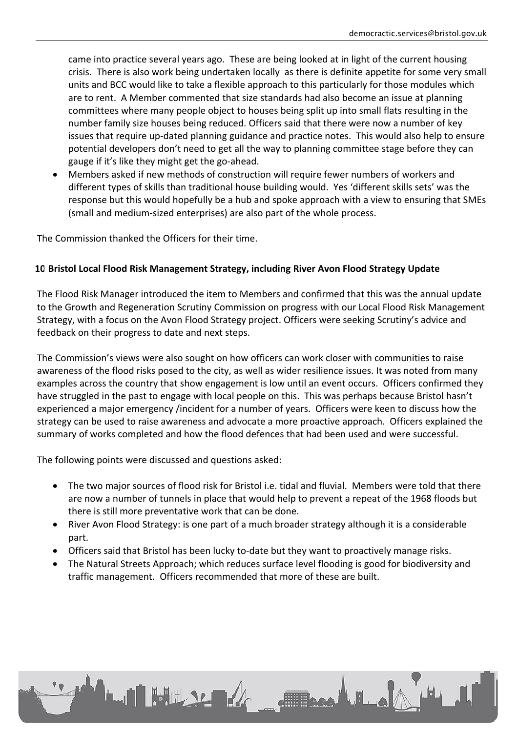came into practice several years ago. These are being looked at in light of the current housing crisis. There is also work being undertaken locally as there is definite appetite for some very small units and BCC would like to take a flexible approach to this particularly for those modules which are to rent. A Member commented that size standards had also become an issue at planning committees where many people object to houses being split up into small flats resulting in the number family size houses being reduced. Officers said that there were now a number of key issues that require up-dated planning guidance and practice notes. This would also help to ensure potential developers don't need to get all the way to planning committee stage before they can gauge if it's like they might get the go-ahead.

- Members asked if new methods of construction will require fewer numbers of workers and different types of skills than traditional house building would. Yes 'different skills sets' was the response but this would hopefully be a hub and spoke approach with a view to ensuring that SMEs (small and medium-sized enterprises) are also part of the whole process.

The Commission thanked the Officers for their time.

**10 Bristol Local Flood Risk Management Strategy, including River Avon Flood Strategy Update**

The Flood Risk Manager introduced the item to Members and confirmed that this was the annual update to the Growth and Regeneration Scrutiny Commission on progress with our Local Flood Risk Management Strategy, with a focus on the Avon Flood Strategy project. Officers were seeking Scrutiny's advice and feedback on their progress to date and next steps.

The Commission's views were also sought on how officers can work closer with communities to raise awareness of the flood risks posed to the city, as well as wider resilience issues. It was noted from many examples across the country that show engagement is low until an event occurs. Officers confirmed they have struggled in the past to engage with local people on this. This was perhaps because Bristol hasn't experienced a major emergency /incident for a number of years. Officers were keen to discuss how the strategy can be used to raise awareness and advocate a more proactive approach. Officers explained the summary of works completed and how the flood defences that had been used and were successful.

The following points were discussed and questions asked:

- The two major sources of flood risk for Bristol i.e. tidal and fluvial. Members were told that there are now a number of tunnels in place that would help to prevent a repeat of the 1968 floods but there is still more preventative work that can be done.
- River Avon Flood Strategy: is one part of a much broader strategy although it is a considerable part.
- Officers said that Bristol has been lucky to-date but they want to proactively manage risks.
- The Natural Streets Approach; which reduces surface level flooding is good for biodiversity and traffic management. Officers recommended that more of these are built.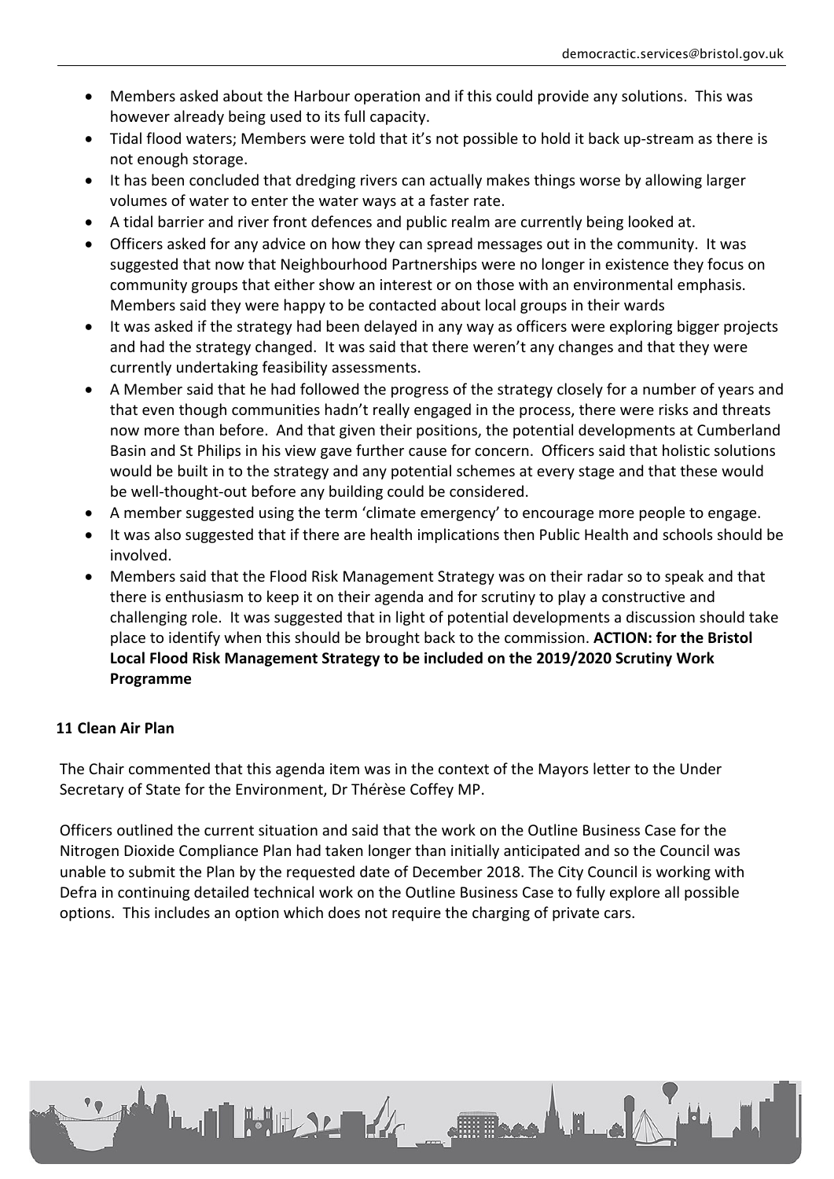- Members asked about the Harbour operation and if this could provide any solutions. This was however already being used to its full capacity.
- Tidal flood waters; Members were told that it's not possible to hold it back up-stream as there is not enough storage.
- It has been concluded that dredging rivers can actually makes things worse by allowing larger volumes of water to enter the water ways at a faster rate.
- A tidal barrier and river front defences and public realm are currently being looked at.
- Officers asked for any advice on how they can spread messages out in the community. It was suggested that now that Neighbourhood Partnerships were no longer in existence they focus on community groups that either show an interest or on those with an environmental emphasis. Members said they were happy to be contacted about local groups in their wards
- It was asked if the strategy had been delayed in any way as officers were exploring bigger projects and had the strategy changed. It was said that there weren't any changes and that they were currently undertaking feasibility assessments.
- A Member said that he had followed the progress of the strategy closely for a number of years and that even though communities hadn't really engaged in the process, there were risks and threats now more than before. And that given their positions, the potential developments at Cumberland Basin and St Philips in his view gave further cause for concern. Officers said that holistic solutions would be built in to the strategy and any potential schemes at every stage and that these would be well-thought-out before any building could be considered.
- A member suggested using the term 'climate emergency' to encourage more people to engage.
- It was also suggested that if there are health implications then Public Health and schools should be involved.
- Members said that the Flood Risk Management Strategy was on their radar so to speak and that there is enthusiasm to keep it on their agenda and for scrutiny to play a constructive and challenging role. It was suggested that in light of potential developments a discussion should take place to identify when this should be brought back to the commission. **ACTION: for the Bristol Local Flood Risk Management Strategy to be included on the 2019/2020 Scrutiny Work Programme**

**11 Clean Air Plan**

The Chair commented that this agenda item was in the context of the Mayors letter to the Under Secretary of State for the Environment, Dr Thérèse Coffey MP.

Officers outlined the current situation and said that the work on the Outline Business Case for the Nitrogen Dioxide Compliance Plan had taken longer than initially anticipated and so the Council was unable to submit the Plan by the requested date of December 2018. The City Council is working with Defra in continuing detailed technical work on the Outline Business Case to fully explore all possible options. This includes an option which does not require the charging of private cars.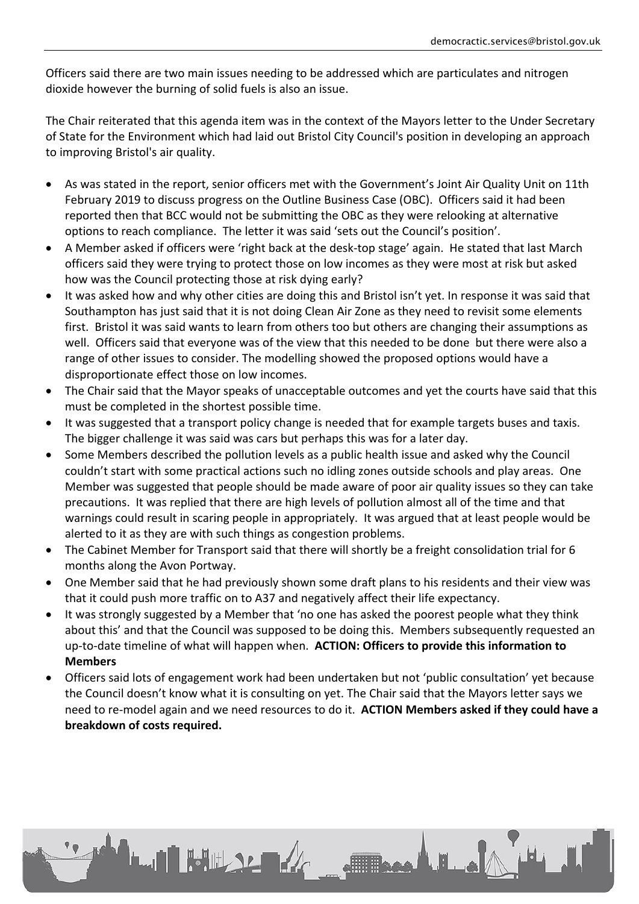Officers said there are two main issues needing to be addressed which are particulates and nitrogen dioxide however the burning of solid fuels is also an issue.

The Chair reiterated that this agenda item was in the context of the Mayors letter to the Under Secretary of State for the Environment which had laid out Bristol City Council's position in developing an approach to improving Bristol's air quality.

- As was stated in the report, senior officers met with the Government's Joint Air Quality Unit on 11th February 2019 to discuss progress on the Outline Business Case (OBC). Officers said it had been reported then that BCC would not be submitting the OBC as they were relooking at alternative options to reach compliance. The letter it was said 'sets out the Council's position'.
- A Member asked if officers were 'right back at the desk-top stage' again. He stated that last March officers said they were trying to protect those on low incomes as they were most at risk but asked how was the Council protecting those at risk dying early?
- It was asked how and why other cities are doing this and Bristol isn't yet. In response it was said that Southampton has just said that it is not doing Clean Air Zone as they need to revisit some elements first. Bristol it was said wants to learn from others too but others are changing their assumptions as well. Officers said that everyone was of the view that this needed to be done but there were also a range of other issues to consider. The modelling showed the proposed options would have a disproportionate effect those on low incomes.
- The Chair said that the Mayor speaks of unacceptable outcomes and yet the courts have said that this must be completed in the shortest possible time.
- It was suggested that a transport policy change is needed that for example targets buses and taxis. The bigger challenge it was said was cars but perhaps this was for a later day.
- Some Members described the pollution levels as a public health issue and asked why the Council couldn't start with some practical actions such no idling zones outside schools and play areas. One Member was suggested that people should be made aware of poor air quality issues so they can take precautions. It was replied that there are high levels of pollution almost all of the time and that warnings could result in scaring people in appropriately. It was argued that at least people would be alerted to it as they are with such things as congestion problems.
- The Cabinet Member for Transport said that there will shortly be a freight consolidation trial for 6 months along the Avon Portway.
- One Member said that he had previously shown some draft plans to his residents and their view was that it could push more traffic on to A37 and negatively affect their life expectancy.
- It was strongly suggested by a Member that 'no one has asked the poorest people what they think about this' and that the Council was supposed to be doing this. Members subsequently requested an up-to-date timeline of what will happen when. **ACTION: Officers to provide this information to Members**
- Officers said lots of engagement work had been undertaken but not 'public consultation' yet because the Council doesn't know what it is consulting on yet. The Chair said that the Mayors letter says we need to re-model again and we need resources to do it. **ACTION Members asked if they could have a breakdown of costs required.**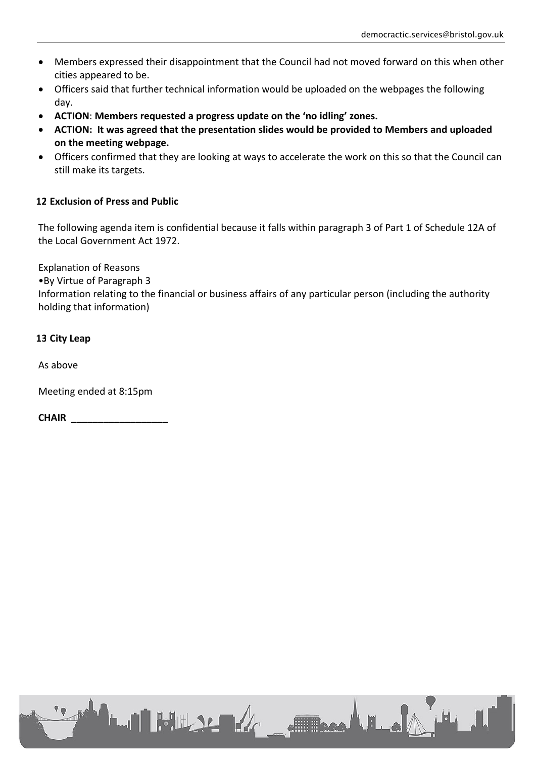- Members expressed their disappointment that the Council had not moved forward on this when other cities appeared to be.
- Officers said that further technical information would be uploaded on the webpages the following day.
- **ACTION**: **Members requested a progress update on the 'no idling' zones.**
- **ACTION: It was agreed that the presentation slides would be provided to Members and uploaded on the meeting webpage.**
- Officers confirmed that they are looking at ways to accelerate the work on this so that the Council can still make its targets.

**12 Exclusion of Press and Public**

The following agenda item is confidential because it falls within paragraph 3 of Part 1 of Schedule 12A of the Local Government Act 1972.

Explanation of Reasons
•By Virtue of Paragraph 3
Information relating to the financial or business affairs of any particular person (including the authority holding that information)

**13 City Leap**

As above

Meeting ended at 8:15pm

**CHAIR ___________________**